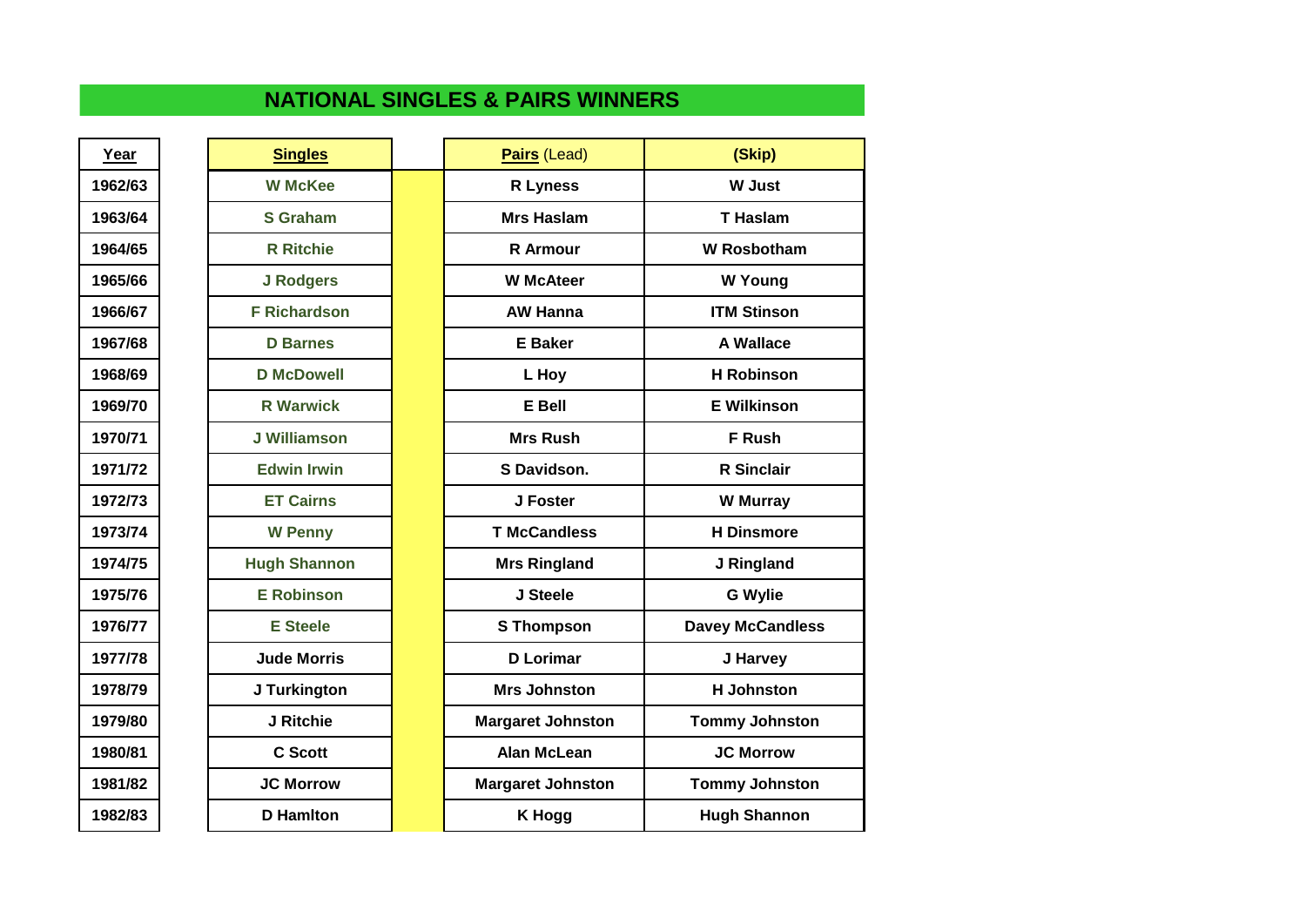# NATIONAL SINGLES & PAIRS WINNERS

| Year | Singles | Pairs (Lead) | (Skip) |
|---|---|---|---|
| 1962/63 | W McKee | R Lyness | W Just |
| 1963/64 | S Graham | Mrs Haslam | T Haslam |
| 1964/65 | R Ritchie | R Armour | W Rosbotham |
| 1965/66 | J Rodgers | W McAteer | W Young |
| 1966/67 | F Richardson | AW Hanna | ITM Stinson |
| 1967/68 | D Barnes | E Baker | A Wallace |
| 1968/69 | D McDowell | L Hoy | H Robinson |
| 1969/70 | R Warwick | E Bell | E Wilkinson |
| 1970/71 | J Williamson | Mrs Rush | F Rush |
| 1971/72 | Edwin Irwin | S Davidson. | R Sinclair |
| 1972/73 | ET Cairns | J Foster | W Murray |
| 1973/74 | W Penny | T McCandless | H Dinsmore |
| 1974/75 | Hugh Shannon | Mrs Ringland | J Ringland |
| 1975/76 | E Robinson | J Steele | G Wylie |
| 1976/77 | E Steele | S Thompson | Davey McCandless |
| 1977/78 | Jude Morris | D Lorimar | J Harvey |
| 1978/79 | J Turkington | Mrs Johnston | H Johnston |
| 1979/80 | J Ritchie | Margaret Johnston | Tommy Johnston |
| 1980/81 | C Scott | Alan McLean | JC Morrow |
| 1981/82 | JC Morrow | Margaret Johnston | Tommy Johnston |
| 1982/83 | D Hamlton | K Hogg | Hugh Shannon |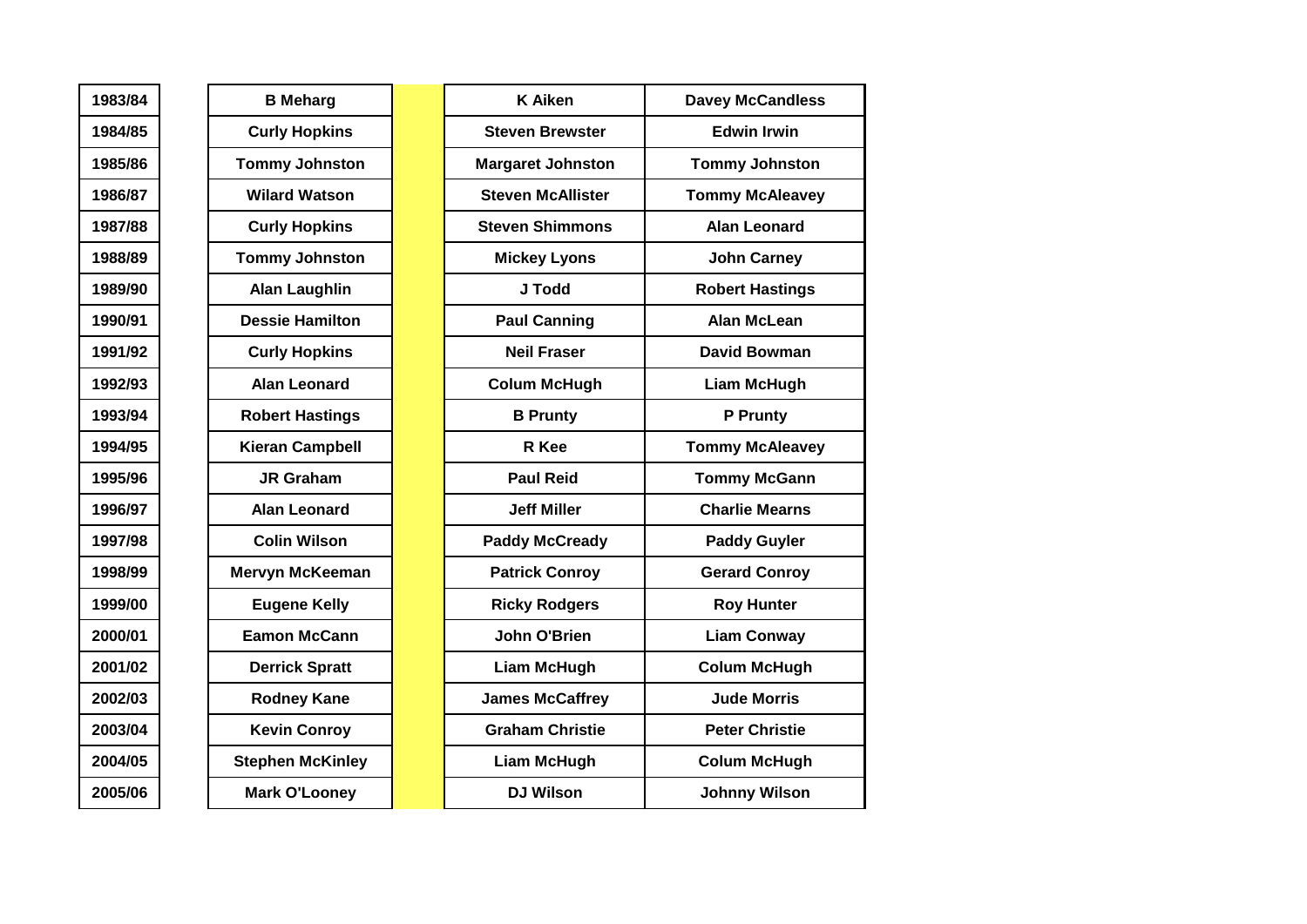| | | | | |
|---|---|---|---|---|
| **1983/84** | **B Meharg** | | **K Aiken** | **Davey McCandless** |
| **1984/85** | **Curly Hopkins** | | **Steven Brewster** | **Edwin Irwin** |
| **1985/86** | **Tommy Johnston** | | **Margaret Johnston** | **Tommy Johnston** |
| **1986/87** | **Wilard Watson** | | **Steven McAllister** | **Tommy McAleavey** |
| **1987/88** | **Curly Hopkins** | | **Steven Shimmons** | **Alan Leonard** |
| **1988/89** | **Tommy Johnston** | | **Mickey Lyons** | **John Carney** |
| **1989/90** | **Alan Laughlin** | | **J Todd** | **Robert Hastings** |
| **1990/91** | **Dessie Hamilton** | | **Paul Canning** | **Alan McLean** |
| **1991/92** | **Curly Hopkins** | | **Neil Fraser** | **David Bowman** |
| **1992/93** | **Alan Leonard** | | **Colum McHugh** | **Liam McHugh** |
| **1993/94** | **Robert Hastings** | | **B Prunty** | **P Prunty** |
| **1994/95** | **Kieran Campbell** | | **R Kee** | **Tommy McAleavey** |
| **1995/96** | **JR Graham** | | **Paul Reid** | **Tommy McGann** |
| **1996/97** | **Alan Leonard** | | **Jeff Miller** | **Charlie Mearns** |
| **1997/98** | **Colin Wilson** | | **Paddy McCready** | **Paddy Guyler** |
| **1998/99** | **Mervyn McKeeman** | | **Patrick Conroy** | **Gerard Conroy** |
| **1999/00** | **Eugene Kelly** | | **Ricky Rodgers** | **Roy Hunter** |
| **2000/01** | **Eamon McCann** | | **John O'Brien** | **Liam Conway** |
| **2001/02** | **Derrick Spratt** | | **Liam McHugh** | **Colum McHugh** |
| **2002/03** | **Rodney Kane** | | **James McCaffrey** | **Jude Morris** |
| **2003/04** | **Kevin Conroy** | | **Graham Christie** | **Peter Christie** |
| **2004/05** | **Stephen McKinley** | | **Liam McHugh** | **Colum McHugh** |
| **2005/06** | **Mark O'Looney** | | **DJ Wilson** | **Johnny Wilson** |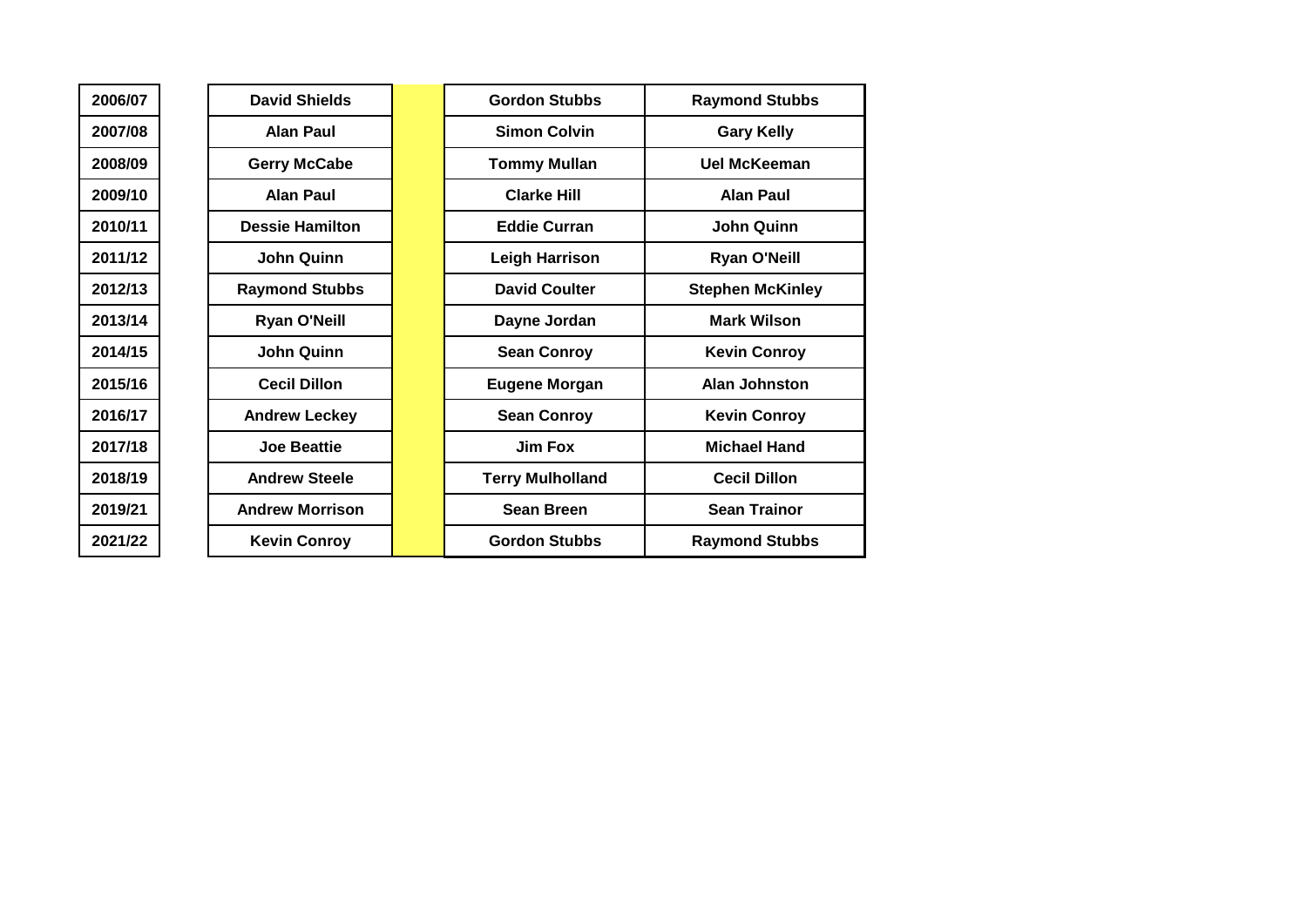| | | | | |
|---|---|---|---|---|
| 2006/07 | David Shields | | Gordon Stubbs | Raymond Stubbs |
| 2007/08 | Alan Paul | | Simon Colvin | Gary Kelly |
| 2008/09 | Gerry McCabe | | Tommy Mullan | Uel McKeeman |
| 2009/10 | Alan Paul | | Clarke Hill | Alan Paul |
| 2010/11 | Dessie Hamilton | | Eddie Curran | John Quinn |
| 2011/12 | John Quinn | | Leigh Harrison | Ryan O'Neill |
| 2012/13 | Raymond Stubbs | | David Coulter | Stephen McKinley |
| 2013/14 | Ryan O'Neill | | Dayne Jordan | Mark Wilson |
| 2014/15 | John Quinn | | Sean Conroy | Kevin Conroy |
| 2015/16 | Cecil Dillon | | Eugene Morgan | Alan Johnston |
| 2016/17 | Andrew Leckey | | Sean Conroy | Kevin Conroy |
| 2017/18 | Joe Beattie | | Jim Fox | Michael Hand |
| 2018/19 | Andrew Steele | | Terry Mulholland | Cecil Dillon |
| 2019/21 | Andrew Morrison | | Sean Breen | Sean Trainor |
| 2021/22 | Kevin Conroy | | Gordon Stubbs | Raymond Stubbs |